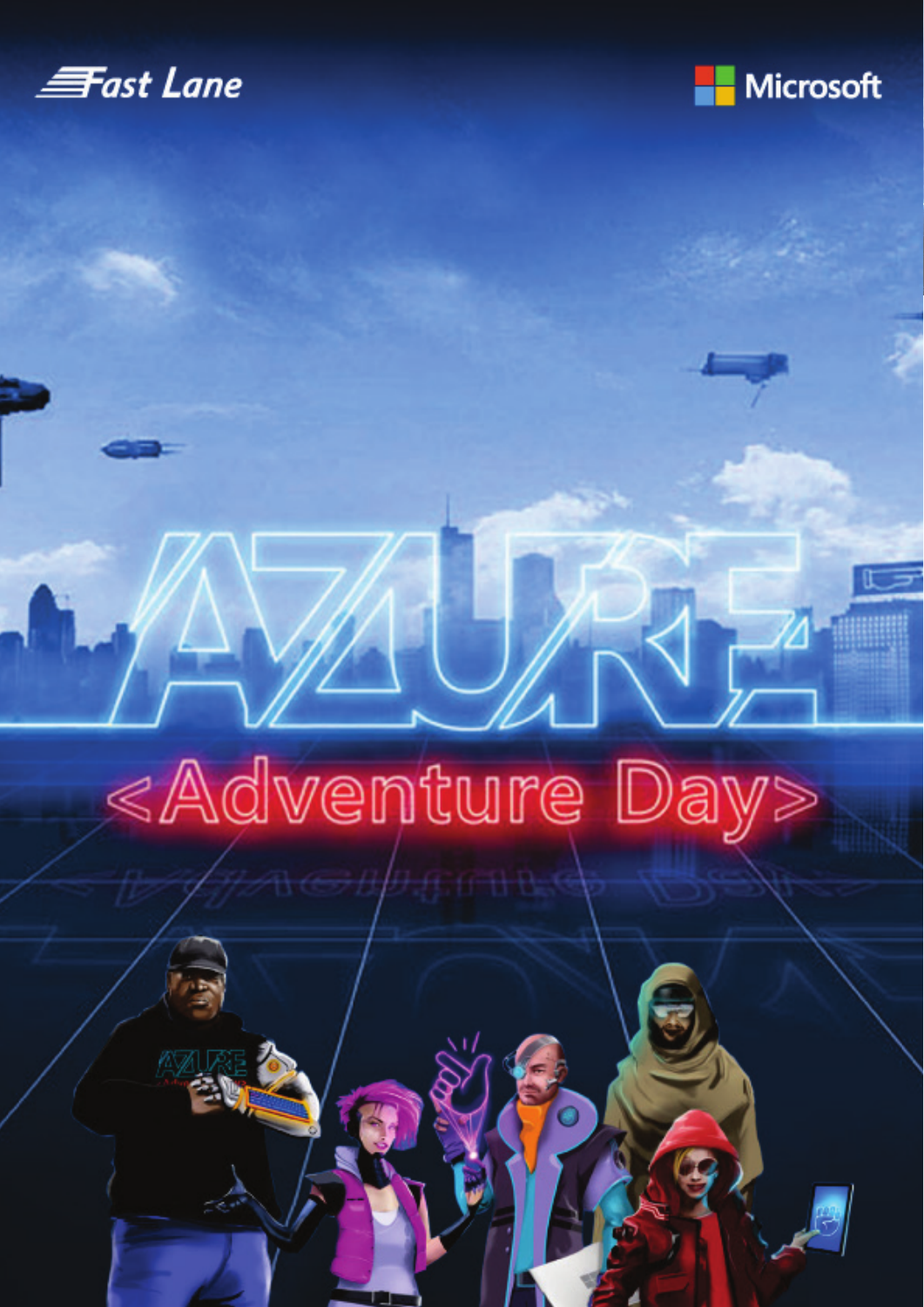Fast Lane

Microsoft

# AZURE

## <Adventure Day>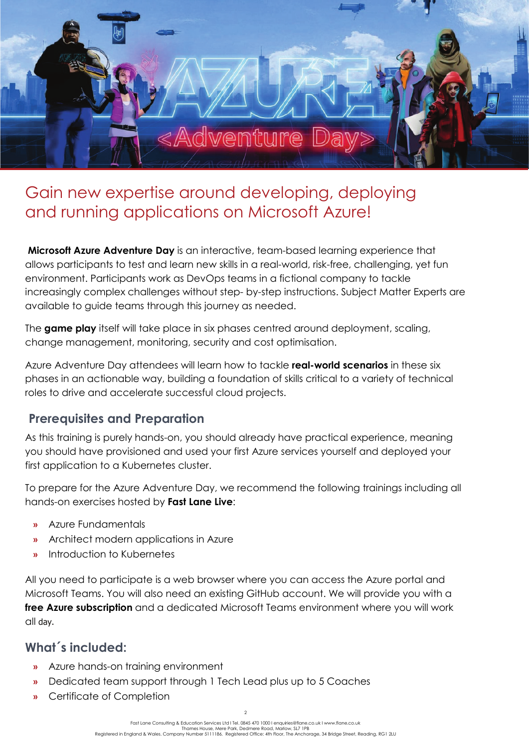## Gain new expertise around developing, deploying and running applications on Microsoft Azure!

**Microsoft Azure Adventure Day** is an interactive, team-based learning experience that allows participants to test and learn new skills in a real-world, risk-free, challenging, yet fun environment. Participants work as DevOps teams in a fictional company to tackle increasingly complex challenges without step- by-step instructions. Subject Matter Experts are available to guide teams through this journey as needed.

The **game play** itself will take place in six phases centred around deployment, scaling, change management, monitoring, security and cost optimisation.

Azure Adventure Day attendees will learn how to tackle **real-world scenarios** in these six phases in an actionable way, building a foundation of skills critical to a variety of technical roles to drive and accelerate successful cloud projects.

### Prerequisites and Preparation

As this training is purely hands-on, you should already have practical experience, meaning you should have provisioned and used your first Azure services yourself and deployed your first application to a Kubernetes cluster.

To prepare for the Azure Adventure Day, we recommend the following trainings including all hands-on exercises hosted by **Fast Lane Live**:

- Azure Fundamentals
- Architect modern applications in Azure
- Introduction to Kubernetes

All you need to participate is a web browser where you can access the Azure portal and Microsoft Teams. You will also need an existing GitHub account. We will provide you with a **free Azure subscription** and a dedicated Microsoft Teams environment where you will work all day.

### What´s included:

- Azure hands-on training environment
- Dedicated team support through 1 Tech Lead plus up to 5 Coaches
- Certificate of Completion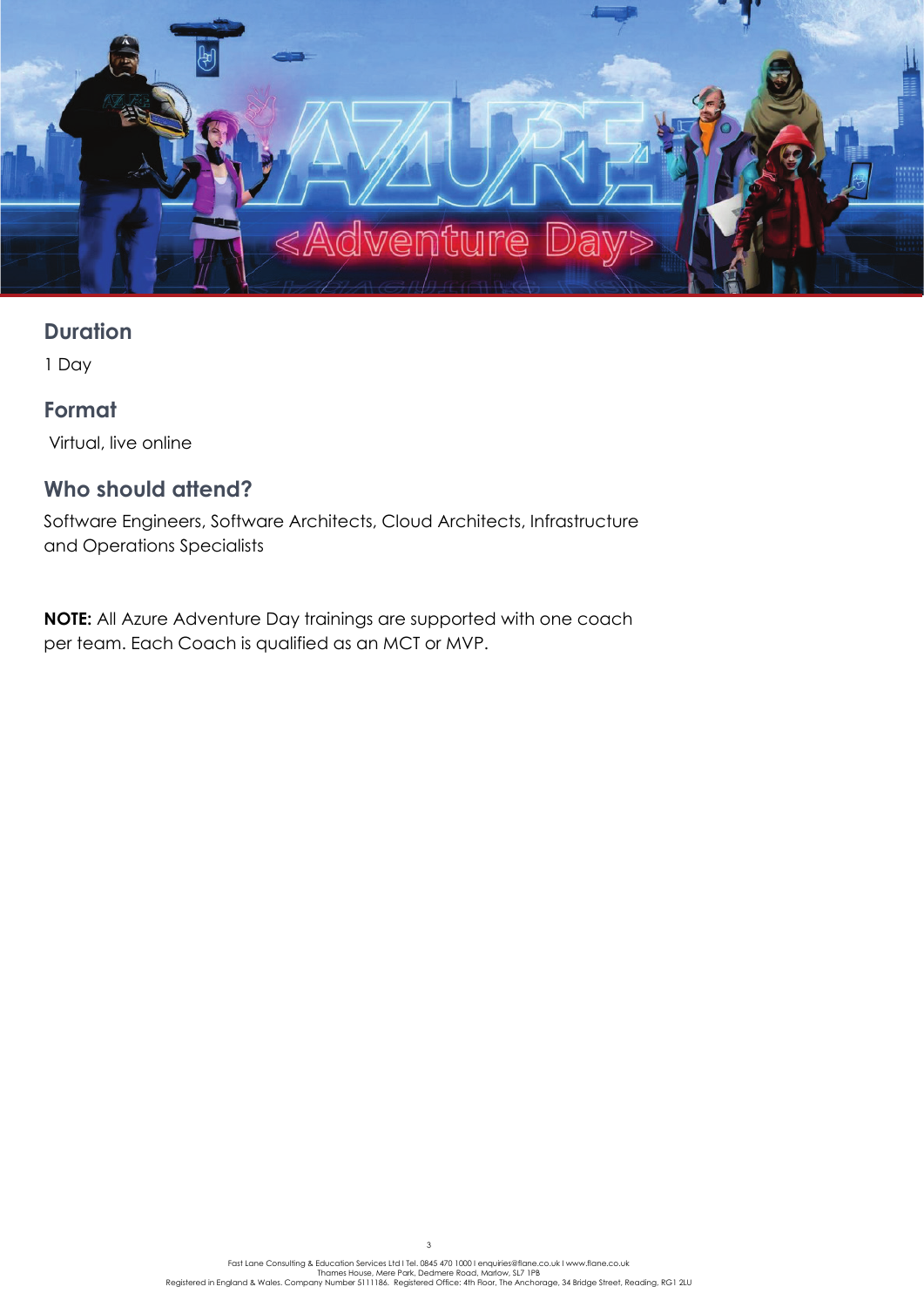## Duration

1 Day

## Format

Virtual, live online

## Who should attend?

Software Engineers, Software Architects, Cloud Architects, Infrastructure and Operations Specialists

**NOTE:** All Azure Adventure Day trainings are supported with one coach per team. Each Coach is qualified as an MCT or MVP.